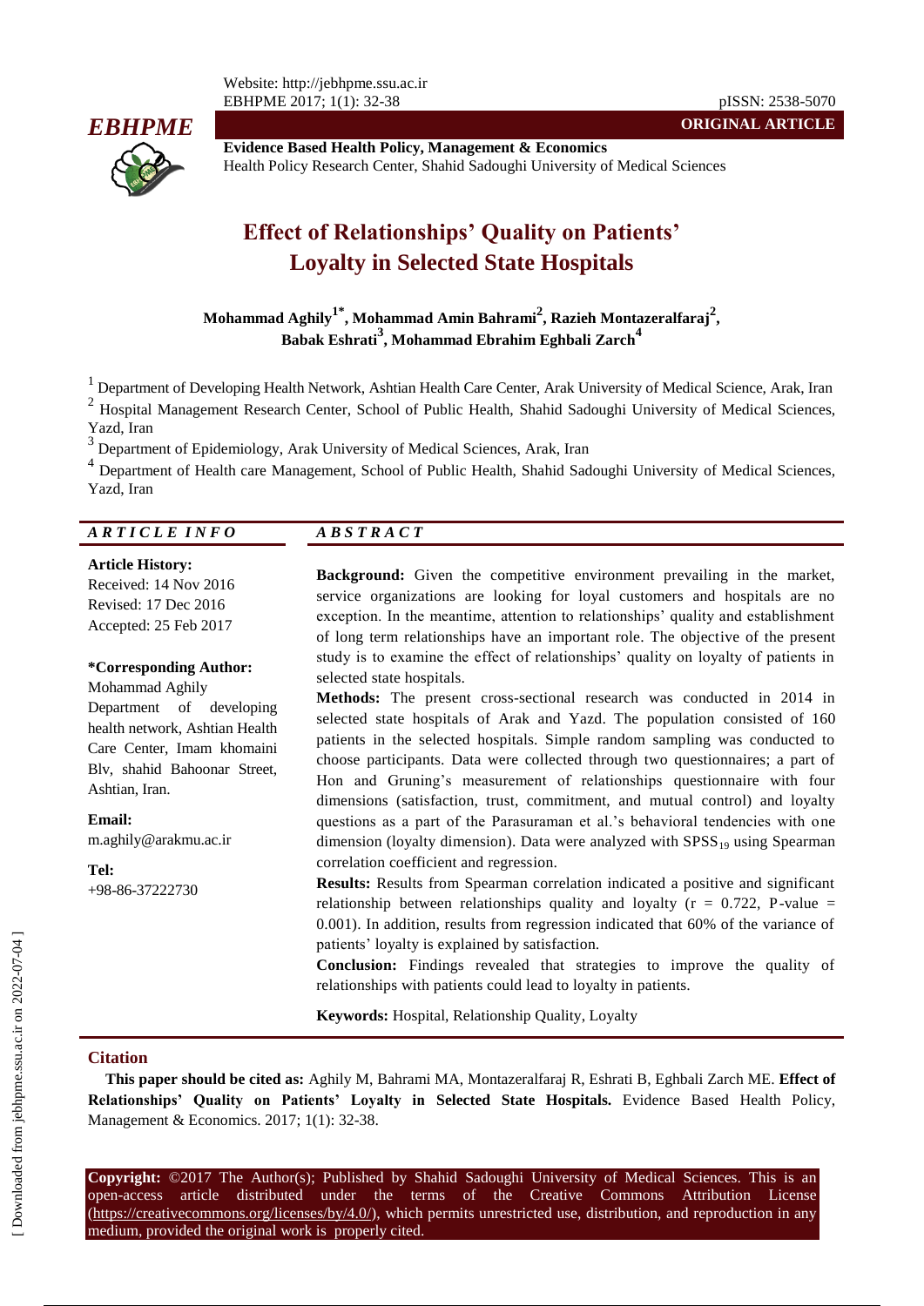**ORIGINAL ARTICLE**

**Evidence Based Health Policy, Management & Economics**
Health Policy Research Center, Shahid Sadoughi University of Medical Sciences

# Effect of Relationships' Quality on Patients' Loyalty in Selected State Hospitals

**Mohammad Aghily[1*], Mohammad Amin Bahrami[2], Razieh Montazeralfaraj[2], Babak Eshrati[3], Mohammad Ebrahim Eghbali Zarch[4]**

[1] Department of Developing Health Network, Ashtian Health Care Center, Arak University of Medical Science, Arak, Iran
[2] Hospital Management Research Center, School of Public Health, Shahid Sadoughi University of Medical Sciences, Yazd, Iran
[3] Department of Epidemiology, Arak University of Medical Sciences, Arak, Iran
[4] Department of Health care Management, School of Public Health, Shahid Sadoughi University of Medical Sciences, Yazd, Iran

## ARTICLE INFO

**Article History:**
Received: 14 Nov 2016
Revised: 17 Dec 2016
Accepted: 25 Feb 2017

**\*Corresponding Author:**
Mohammad Aghily
Department of developing health network, Ashtian Health Care Center, Imam khomaini Blv, shahid Bahoonar Street, Ashtian, Iran.

**Email:**
m.aghily@arakmu.ac.ir

**Tel:**
+98-86-37222730

## ABSTRACT

**Background:** Given the competitive environment prevailing in the market, service organizations are looking for loyal customers and hospitals are no exception. In the meantime, attention to relationships' quality and establishment of long term relationships have an important role. The objective of the present study is to examine the effect of relationships' quality on loyalty of patients in selected state hospitals.

**Methods:** The present cross-sectional research was conducted in 2014 in selected state hospitals of Arak and Yazd. The population consisted of 160 patients in the selected hospitals. Simple random sampling was conducted to choose participants. Data were collected through two questionnaires; a part of Hon and Gruning's measurement of relationships questionnaire with four dimensions (satisfaction, trust, commitment, and mutual control) and loyalty questions as a part of the Parasuraman et al.'s behavioral tendencies with one dimension (loyalty dimension). Data were analyzed with $SPSS_{19}$ using Spearman correlation coefficient and regression.

**Results:** Results from Spearman correlation indicated a positive and significant relationship between relationships quality and loyalty ($r = 0.722$, P-value $= 0.001$). In addition, results from regression indicated that 60% of the variance of patients' loyalty is explained by satisfaction.

**Conclusion:** Findings revealed that strategies to improve the quality of relationships with patients could lead to loyalty in patients.

**Keywords:** Hospital, Relationship Quality, Loyalty

## Citation

**This paper should be cited as:** Aghily M, Bahrami MA, Montazeralfaraj R, Eshrati B, Eghbali Zarch ME. **Effect of Relationships' Quality on Patients' Loyalty in Selected State Hospitals.** Evidence Based Health Policy, Management & Economics. 2017; 1(1): 32-38.

**Copyright:** ©2017 The Author(s); Published by Shahid Sadoughi University of Medical Sciences. This is an open-access article distributed under the terms of the Creative Commons Attribution License (https://creativecommons.org/licenses/by/4.0/), which permits unrestricted use, distribution, and reproduction in any medium, provided the original work is properly cited.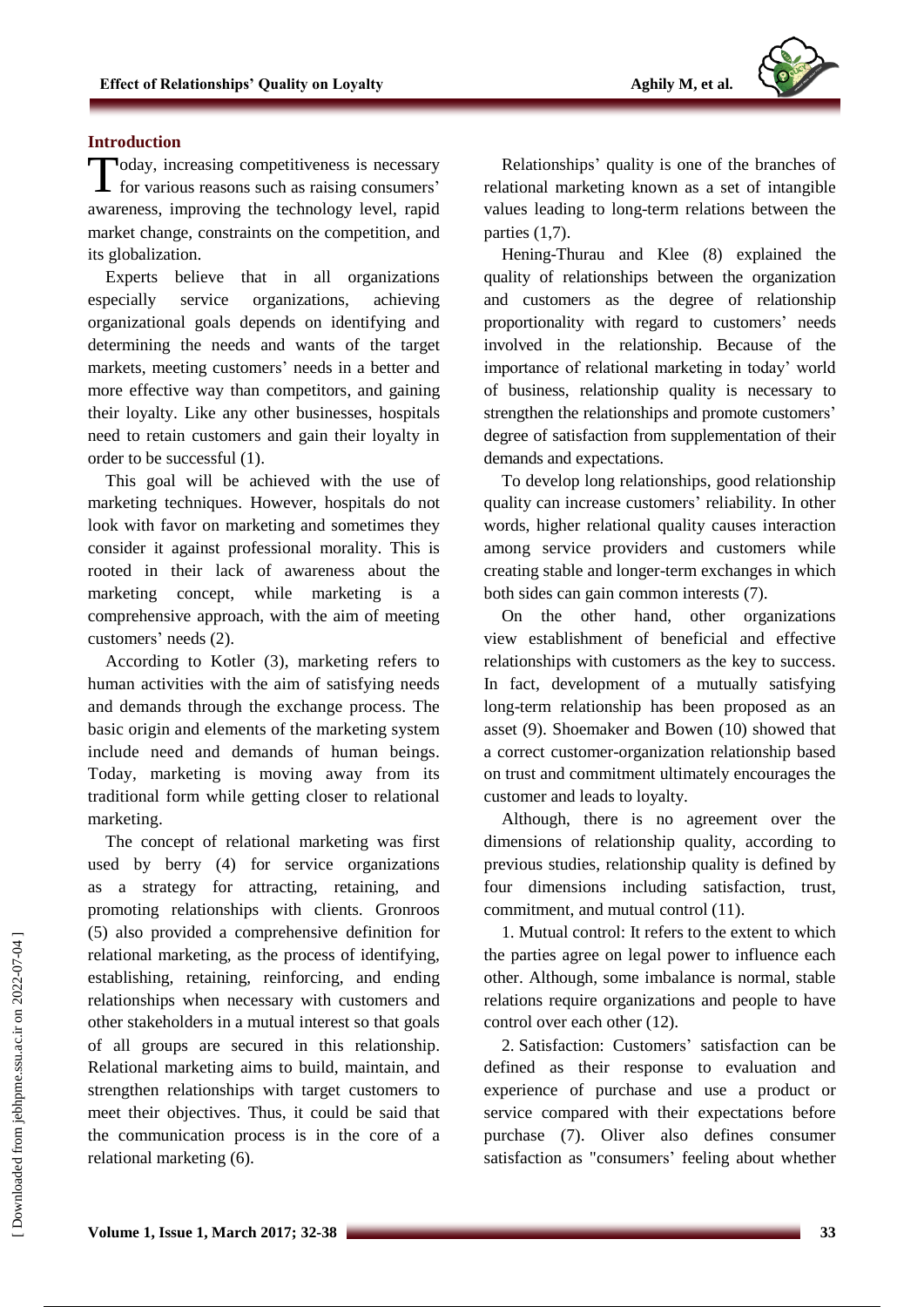## Introduction

Today, increasing competitiveness is necessary for various reasons such as raising consumers' awareness, improving the technology level, rapid market change, constraints on the competition, and its globalization.

Experts believe that in all organizations especially service organizations, achieving organizational goals depends on identifying and determining the needs and wants of the target markets, meeting customers' needs in a better and more effective way than competitors, and gaining their loyalty. Like any other businesses, hospitals need to retain customers and gain their loyalty in order to be successful (1).

This goal will be achieved with the use of marketing techniques. However, hospitals do not look with favor on marketing and sometimes they consider it against professional morality. This is rooted in their lack of awareness about the marketing concept, while marketing is a comprehensive approach, with the aim of meeting customers' needs (2).

According to Kotler (3), marketing refers to human activities with the aim of satisfying needs and demands through the exchange process. The basic origin and elements of the marketing system include need and demands of human beings. Today, marketing is moving away from its traditional form while getting closer to relational marketing.

The concept of relational marketing was first used by berry (4) for service organizations as a strategy for attracting, retaining, and promoting relationships with clients. Gronroos (5) also provided a comprehensive definition for relational marketing, as the process of identifying, establishing, retaining, reinforcing, and ending relationships when necessary with customers and other stakeholders in a mutual interest so that goals of all groups are secured in this relationship. Relational marketing aims to build, maintain, and strengthen relationships with target customers to meet their objectives. Thus, it could be said that the communication process is in the core of a relational marketing (6).

Relationships' quality is one of the branches of relational marketing known as a set of intangible values leading to long-term relations between the parties (1,7).

Hening-Thurau and Klee (8) explained the quality of relationships between the organization and customers as the degree of relationship proportionality with regard to customers' needs involved in the relationship. Because of the importance of relational marketing in today' world of business, relationship quality is necessary to strengthen the relationships and promote customers' degree of satisfaction from supplementation of their demands and expectations.

To develop long relationships, good relationship quality can increase customers' reliability. In other words, higher relational quality causes interaction among service providers and customers while creating stable and longer-term exchanges in which both sides can gain common interests (7).

On the other hand, other organizations view establishment of beneficial and effective relationships with customers as the key to success. In fact, development of a mutually satisfying long-term relationship has been proposed as an asset (9). Shoemaker and Bowen (10) showed that a correct customer-organization relationship based on trust and commitment ultimately encourages the customer and leads to loyalty.

Although, there is no agreement over the dimensions of relationship quality, according to previous studies, relationship quality is defined by four dimensions including satisfaction, trust, commitment, and mutual control (11).

1. Mutual control: It refers to the extent to which the parties agree on legal power to influence each other. Although, some imbalance is normal, stable relations require organizations and people to have control over each other (12).

2. Satisfaction: Customers' satisfaction can be defined as their response to evaluation and experience of purchase and use a product or service compared with their expectations before purchase (7). Oliver also defines consumer satisfaction as "consumers' feeling about whether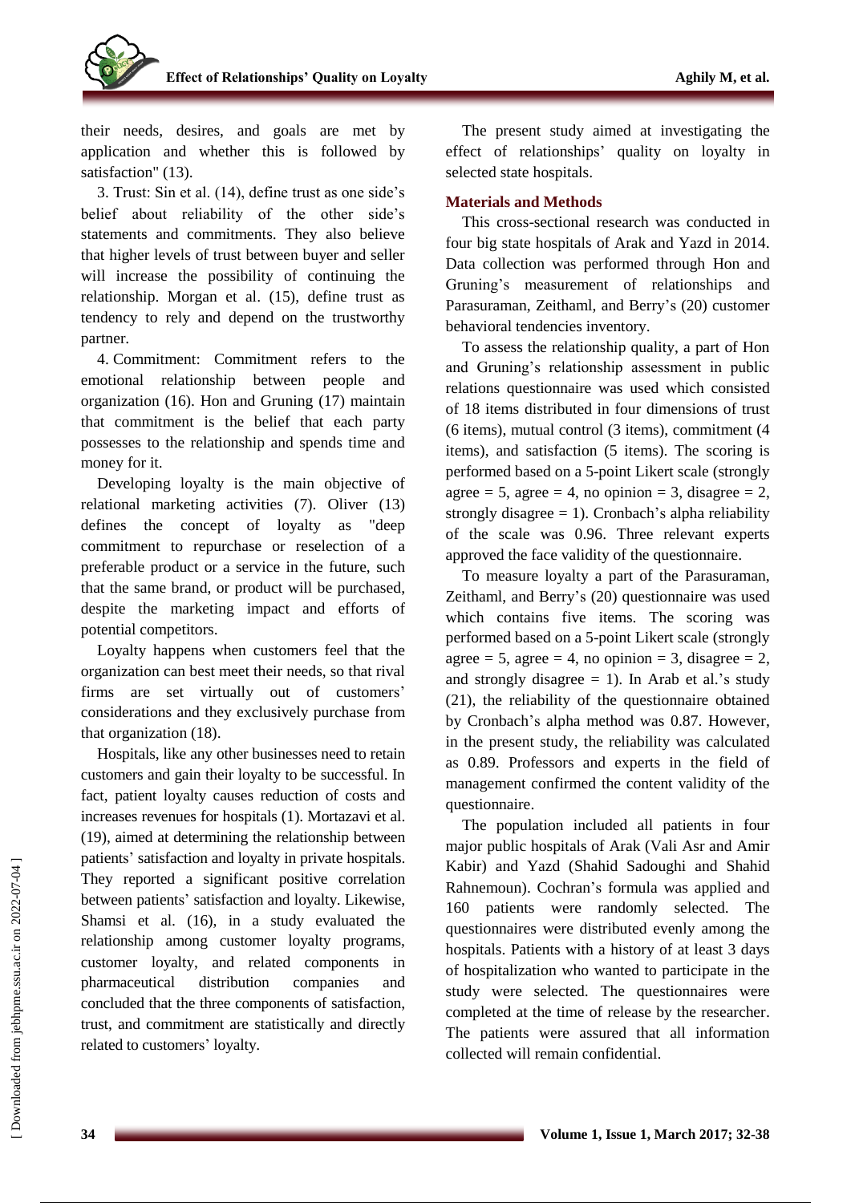their needs, desires, and goals are met by application and whether this is followed by satisfaction" (13).

3. Trust: Sin et al. (14), define trust as one side's belief about reliability of the other side's statements and commitments. They also believe that higher levels of trust between buyer and seller will increase the possibility of continuing the relationship. Morgan et al. (15), define trust as tendency to rely and depend on the trustworthy partner.

4. Commitment: Commitment refers to the emotional relationship between people and organization (16). Hon and Gruning (17) maintain that commitment is the belief that each party possesses to the relationship and spends time and money for it.

Developing loyalty is the main objective of relational marketing activities (7). Oliver (13) defines the concept of loyalty as "deep commitment to repurchase or reselection of a preferable product or a service in the future, such that the same brand, or product will be purchased, despite the marketing impact and efforts of potential competitors.

Loyalty happens when customers feel that the organization can best meet their needs, so that rival firms are set virtually out of customers' considerations and they exclusively purchase from that organization (18).

Hospitals, like any other businesses need to retain customers and gain their loyalty to be successful. In fact, patient loyalty causes reduction of costs and increases revenues for hospitals (1). Mortazavi et al. (19), aimed at determining the relationship between patients' satisfaction and loyalty in private hospitals. They reported a significant positive correlation between patients' satisfaction and loyalty. Likewise, Shamsi et al. (16), in a study evaluated the relationship among customer loyalty programs, customer loyalty, and related components in pharmaceutical distribution companies and concluded that the three components of satisfaction, trust, and commitment are statistically and directly related to customers' loyalty.

The present study aimed at investigating the effect of relationships' quality on loyalty in selected state hospitals.

## Materials and Methods

This cross-sectional research was conducted in four big state hospitals of Arak and Yazd in 2014. Data collection was performed through Hon and Gruning's measurement of relationships and Parasuraman, Zeithaml, and Berry's (20) customer behavioral tendencies inventory.

To assess the relationship quality, a part of Hon and Gruning's relationship assessment in public relations questionnaire was used which consisted of 18 items distributed in four dimensions of trust (6 items), mutual control (3 items), commitment (4 items), and satisfaction (5 items). The scoring is performed based on a 5-point Likert scale (strongly agree = 5, agree = 4, no opinion = 3, disagree = 2, strongly disagree = 1). Cronbach's alpha reliability of the scale was 0.96. Three relevant experts approved the face validity of the questionnaire.

To measure loyalty a part of the Parasuraman, Zeithaml, and Berry's (20) questionnaire was used which contains five items. The scoring was performed based on a 5-point Likert scale (strongly agree = 5, agree = 4, no opinion = 3, disagree = 2, and strongly disagree = 1). In Arab et al.'s study (21), the reliability of the questionnaire obtained by Cronbach's alpha method was 0.87. However, in the present study, the reliability was calculated as 0.89. Professors and experts in the field of management confirmed the content validity of the questionnaire.

The population included all patients in four major public hospitals of Arak (Vali Asr and Amir Kabir) and Yazd (Shahid Sadoughi and Shahid Rahnemoun). Cochran's formula was applied and 160 patients were randomly selected. The questionnaires were distributed evenly among the hospitals. Patients with a history of at least 3 days of hospitalization who wanted to participate in the study were selected. The questionnaires were completed at the time of release by the researcher. The patients were assured that all information collected will remain confidential.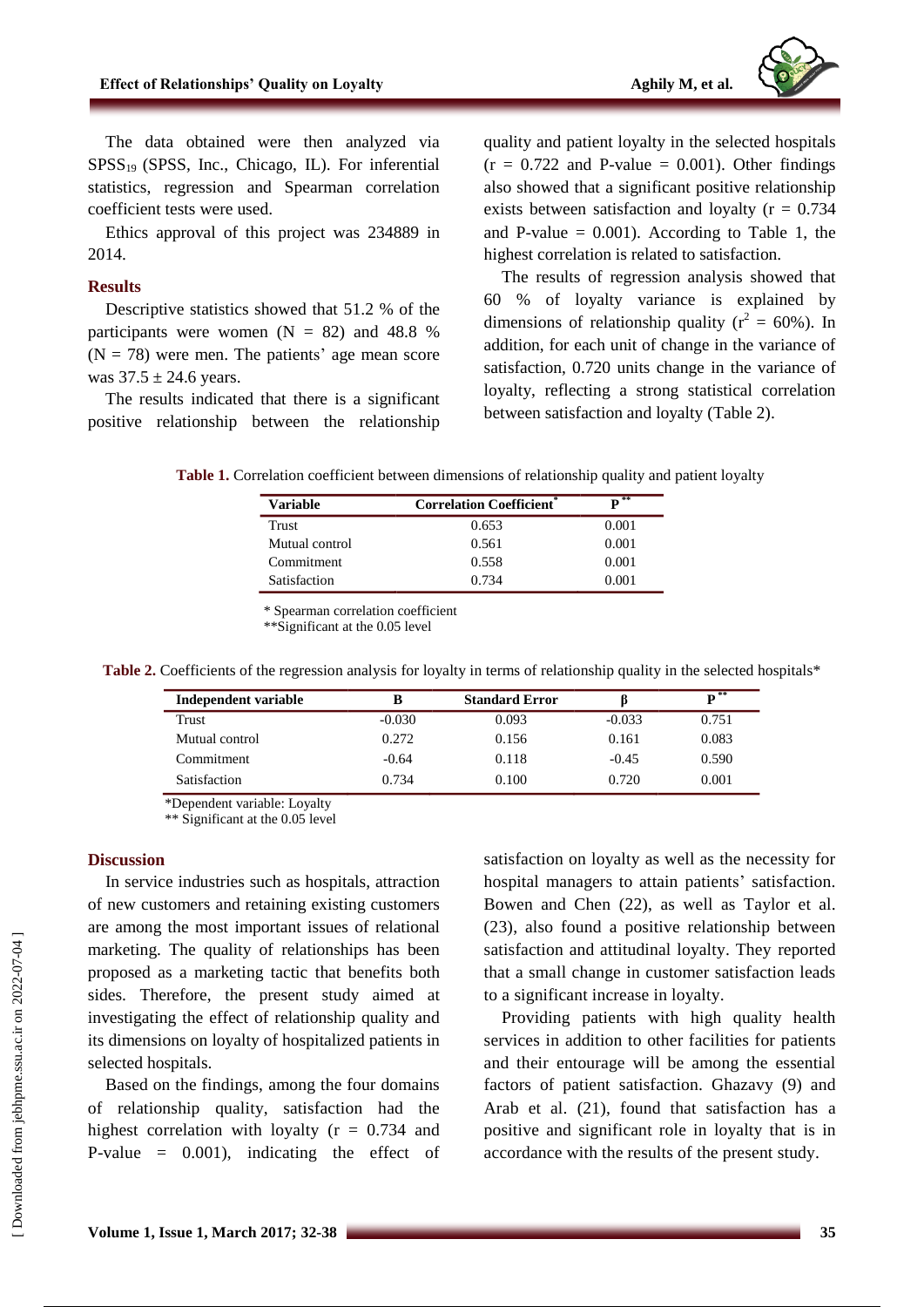The data obtained were then analyzed via $SPSS_{19}$ (SPSS, Inc., Chicago, IL). For inferential statistics, regression and Spearman correlation coefficient tests were used.

Ethics approval of this project was 234889 in 2014.

## Results

Descriptive statistics showed that 51.2 % of the participants were women (N = 82) and 48.8 % (N = 78) were men. The patients' age mean score was 37.5 ± 24.6 years.

The results indicated that there is a significant positive relationship between the relationship quality and patient loyalty in the selected hospitals (r = 0.722 and P-value = 0.001). Other findings also showed that a significant positive relationship exists between satisfaction and loyalty (r = 0.734 and P-value = 0.001). According to Table 1, the highest correlation is related to satisfaction.

The results of regression analysis showed that 60 % of loyalty variance is explained by dimensions of relationship quality ($r^2$ = 60%). In addition, for each unit of change in the variance of satisfaction, 0.720 units change in the variance of loyalty, reflecting a strong statistical correlation between satisfaction and loyalty (Table 2).

**Table 1.** Correlation coefficient between dimensions of relationship quality and patient loyalty

| Variable | Correlation Coefficient* | P** |
|---|---|---|
| Trust | 0.653 | 0.001 |
| Mutual control | 0.561 | 0.001 |
| Commitment | 0.558 | 0.001 |
| Satisfaction | 0.734 | 0.001 |

\* Spearman correlation coefficient
**Significant at the 0.05 level

**Table 2.** Coefficients of the regression analysis for loyalty in terms of relationship quality in the selected hospitals*

| Independent variable | B | Standard Error | β | P** |
|---|---|---|---|---|
| Trust | -0.030 | 0.093 | -0.033 | 0.751 |
| Mutual control | 0.272 | 0.156 | 0.161 | 0.083 |
| Commitment | -0.64 | 0.118 | -0.45 | 0.590 |
| Satisfaction | 0.734 | 0.100 | 0.720 | 0.001 |

*Dependent variable: Loyalty
** Significant at the 0.05 level

## Discussion

In service industries such as hospitals, attraction of new customers and retaining existing customers are among the most important issues of relational marketing. The quality of relationships has been proposed as a marketing tactic that benefits both sides. Therefore, the present study aimed at investigating the effect of relationship quality and its dimensions on loyalty of hospitalized patients in selected hospitals.

Based on the findings, among the four domains of relationship quality, satisfaction had the highest correlation with loyalty (r = 0.734 and P-value = 0.001), indicating the effect of satisfaction on loyalty as well as the necessity for hospital managers to attain patients' satisfaction. Bowen and Chen (22), as well as Taylor et al. (23), also found a positive relationship between satisfaction and attitudinal loyalty. They reported that a small change in customer satisfaction leads to a significant increase in loyalty.

Providing patients with high quality health services in addition to other facilities for patients and their entourage will be among the essential factors of patient satisfaction. Ghazavy (9) and Arab et al. (21), found that satisfaction has a positive and significant role in loyalty that is in accordance with the results of the present study.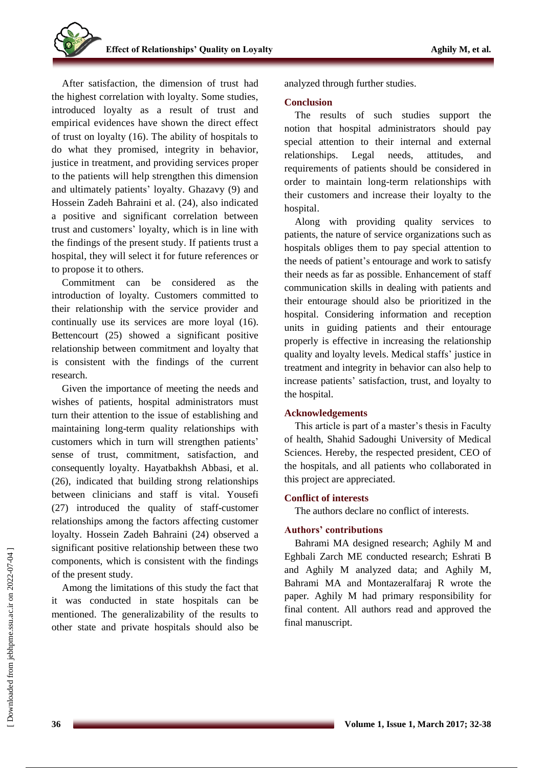After satisfaction, the dimension of trust had the highest correlation with loyalty. Some studies, introduced loyalty as a result of trust and empirical evidences have shown the direct effect of trust on loyalty (16). The ability of hospitals to do what they promised, integrity in behavior, justice in treatment, and providing services proper to the patients will help strengthen this dimension and ultimately patients' loyalty. Ghazavy (9) and Hossein Zadeh Bahraini et al. (24), also indicated a positive and significant correlation between trust and customers' loyalty, which is in line with the findings of the present study. If patients trust a hospital, they will select it for future references or to propose it to others.

Commitment can be considered as the introduction of loyalty. Customers committed to their relationship with the service provider and continually use its services are more loyal (16). Bettencourt (25) showed a significant positive relationship between commitment and loyalty that is consistent with the findings of the current research.

Given the importance of meeting the needs and wishes of patients, hospital administrators must turn their attention to the issue of establishing and maintaining long-term quality relationships with customers which in turn will strengthen patients' sense of trust, commitment, satisfaction, and consequently loyalty. Hayatbakhsh Abbasi, et al. (26), indicated that building strong relationships between clinicians and staff is vital. Yousefi (27) introduced the quality of staff-customer relationships among the factors affecting customer loyalty. Hossein Zadeh Bahraini (24) observed a significant positive relationship between these two components, which is consistent with the findings of the present study.

Among the limitations of this study the fact that it was conducted in state hospitals can be mentioned. The generalizability of the results to other state and private hospitals should also be analyzed through further studies.

## Conclusion

The results of such studies support the notion that hospital administrators should pay special attention to their internal and external relationships. Legal needs, attitudes, and requirements of patients should be considered in order to maintain long-term relationships with their customers and increase their loyalty to the hospital.

Along with providing quality services to patients, the nature of service organizations such as hospitals obliges them to pay special attention to the needs of patient's entourage and work to satisfy their needs as far as possible. Enhancement of staff communication skills in dealing with patients and their entourage should also be prioritized in the hospital. Considering information and reception units in guiding patients and their entourage properly is effective in increasing the relationship quality and loyalty levels. Medical staffs' justice in treatment and integrity in behavior can also help to increase patients' satisfaction, trust, and loyalty to the hospital.

## Acknowledgements

This article is part of a master's thesis in Faculty of health, Shahid Sadoughi University of Medical Sciences. Hereby, the respected president, CEO of the hospitals, and all patients who collaborated in this project are appreciated.

## Conflict of interests

The authors declare no conflict of interests.

## Authors' contributions

Bahrami MA designed research; Aghily M and Eghbali Zarch ME conducted research; Eshrati B and Aghily M analyzed data; and Aghily M, Bahrami MA and Montazeralfaraj R wrote the paper. Aghily M had primary responsibility for final content. All authors read and approved the final manuscript.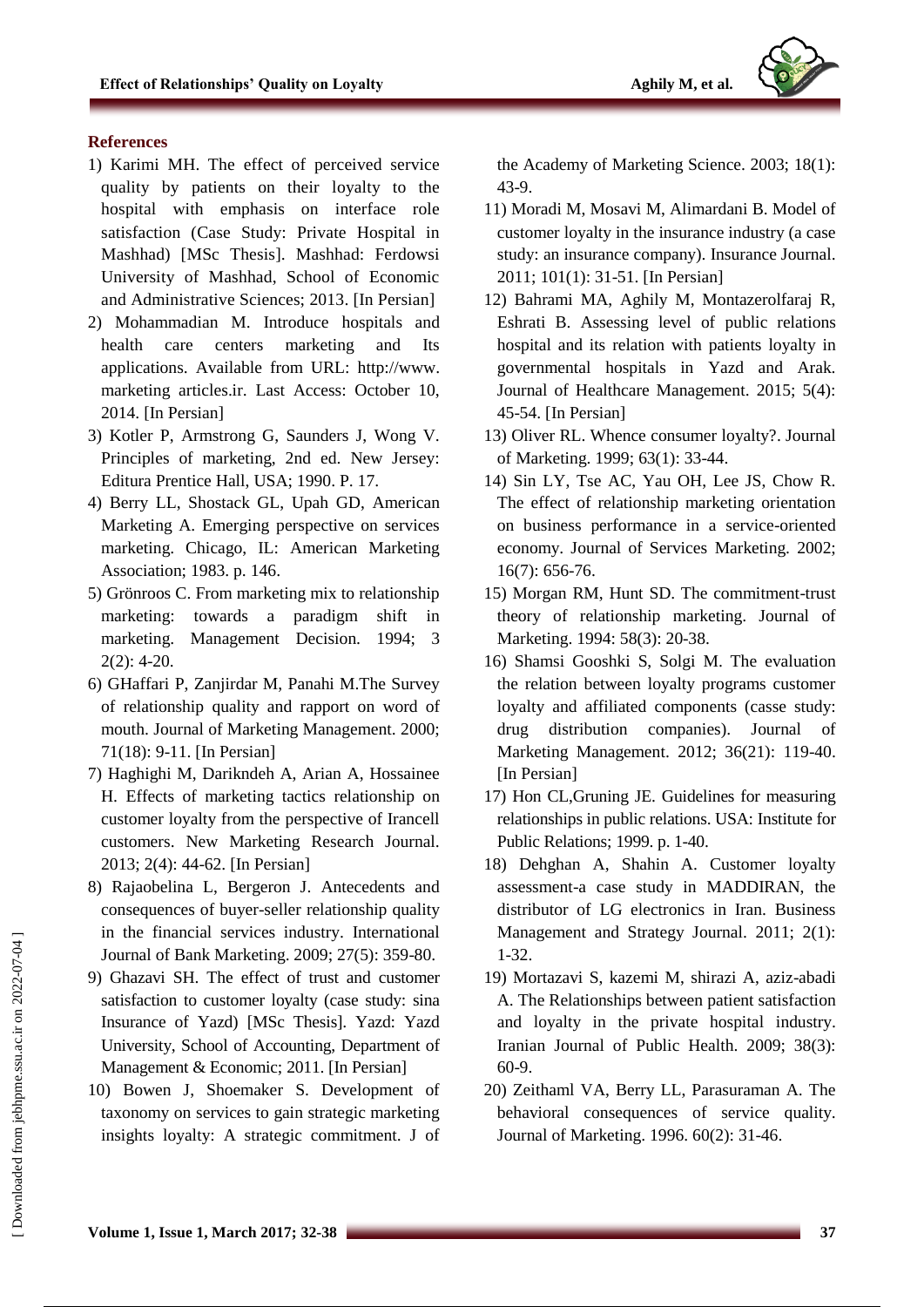### References

1) Karimi MH. The effect of perceived service quality by patients on their loyalty to the hospital with emphasis on interface role satisfaction (Case Study: Private Hospital in Mashhad) [MSc Thesis]. Mashhad: Ferdowsi University of Mashhad, School of Economic and Administrative Sciences; 2013. [In Persian]
2) Mohammadian M. Introduce hospitals and health care centers marketing and Its applications. Available from URL: http://www. marketing articles.ir. Last Access: October 10, 2014. [In Persian]
3) Kotler P, Armstrong G, Saunders J, Wong V. Principles of marketing, 2nd ed. New Jersey: Editura Prentice Hall, USA; 1990. P. 17.
4) Berry LL, Shostack GL, Upah GD, American Marketing A. Emerging perspective on services marketing. Chicago, IL: American Marketing Association; 1983. p. 146.
5) Grönroos C. From marketing mix to relationship marketing: towards a paradigm shift in marketing. Management Decision. 1994; 3 2(2): 4-20.
6) GHaffari P, Zanjirdar M, Panahi M.The Survey of relationship quality and rapport on word of mouth. Journal of Marketing Management. 2000; 71(18): 9-11. [In Persian]
7) Haghighi M, Darikndeh A, Arian A, Hossainee H. Effects of marketing tactics relationship on customer loyalty from the perspective of Irancell customers. New Marketing Research Journal. 2013; 2(4): 44-62. [In Persian]
8) Rajaobelina L, Bergeron J. Antecedents and consequences of buyer-seller relationship quality in the financial services industry. International Journal of Bank Marketing. 2009; 27(5): 359-80.
9) Ghazavi SH. The effect of trust and customer satisfaction to customer loyalty (case study: sina Insurance of Yazd) [MSc Thesis]. Yazd: Yazd University, School of Accounting, Department of Management & Economic; 2011. [In Persian]
10) Bowen J, Shoemaker S. Development of taxonomy on services to gain strategic marketing insights loyalty: A strategic commitment. J of the Academy of Marketing Science. 2003; 18(1): 43-9.
11) Moradi M, Mosavi M, Alimardani B. Model of customer loyalty in the insurance industry (a case study: an insurance company). Insurance Journal. 2011; 101(1): 31-51. [In Persian]
12) Bahrami MA, Aghily M, Montazerolfaraj R, Eshrati B. Assessing level of public relations hospital and its relation with patients loyalty in governmental hospitals in Yazd and Arak. Journal of Healthcare Management. 2015; 5(4): 45-54. [In Persian]
13) Oliver RL. Whence consumer loyalty?. Journal of Marketing. 1999; 63(1): 33-44.
14) Sin LY, Tse AC, Yau OH, Lee JS, Chow R. The effect of relationship marketing orientation on business performance in a service-oriented economy. Journal of Services Marketing. 2002; 16(7): 656-76.
15) Morgan RM, Hunt SD. The commitment-trust theory of relationship marketing. Journal of Marketing. 1994: 58(3): 20-38.
16) Shamsi Gooshki S, Solgi M. The evaluation the relation between loyalty programs customer loyalty and affiliated components (casse study: drug distribution companies). Journal of Marketing Management. 2012; 36(21): 119-40. [In Persian]
17) Hon CL,Gruning JE. Guidelines for measuring relationships in public relations. USA: Institute for Public Relations; 1999. p. 1-40.
18) Dehghan A, Shahin A. Customer loyalty assessment-a case study in MADDIRAN, the distributor of LG electronics in Iran. Business Management and Strategy Journal. 2011; 2(1): 1-32.
19) Mortazavi S, kazemi M, shirazi A, aziz-abadi A. The Relationships between patient satisfaction and loyalty in the private hospital industry. Iranian Journal of Public Health. 2009; 38(3): 60-9.
20) Zeithaml VA, Berry LL, Parasuraman A. The behavioral consequences of service quality. Journal of Marketing. 1996. 60(2): 31-46.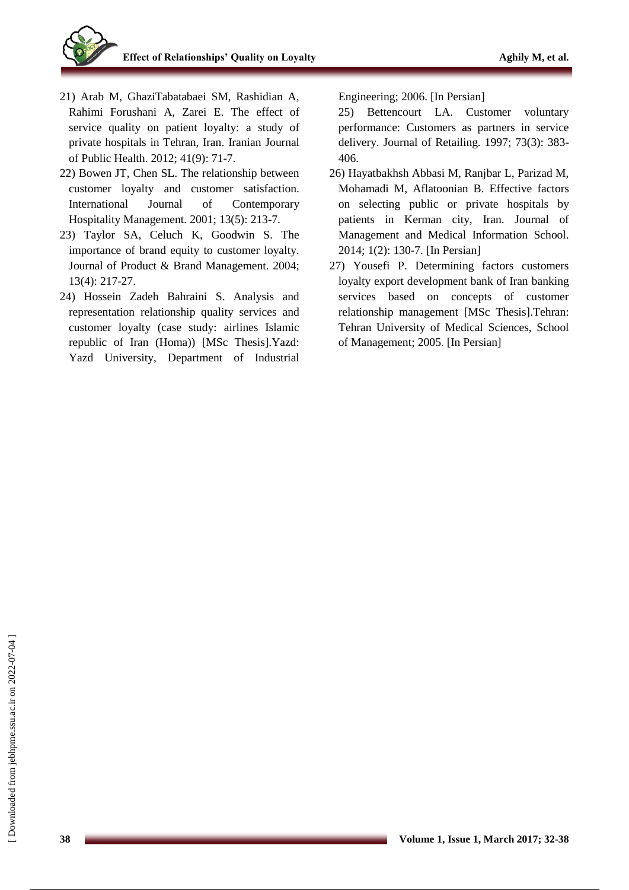21) Arab M, GhaziTabatabaei SM, Rashidian A, Rahimi Forushani A, Zarei E. The effect of service quality on patient loyalty: a study of private hospitals in Tehran, Iran. Iranian Journal of Public Health. 2012; 41(9): 71-7.

22) Bowen JT, Chen SL. The relationship between customer loyalty and customer satisfaction. International Journal of Contemporary Hospitality Management. 2001; 13(5): 213-7.

23) Taylor SA, Celuch K, Goodwin S. The importance of brand equity to customer loyalty. Journal of Product & Brand Management. 2004; 13(4): 217-27.

24) Hossein Zadeh Bahraini S. Analysis and representation relationship quality services and customer loyalty (case study: airlines Islamic republic of Iran (Homa)) [MSc Thesis].Yazd: Yazd University, Department of Industrial Engineering; 2006. [In Persian]

25) Bettencourt LA. Customer voluntary performance: Customers as partners in service delivery. Journal of Retailing. 1997; 73(3): 383-406.

26) Hayatbakhsh Abbasi M, Ranjbar L, Parizad M, Mohamadi M, Aflatoonian B. Effective factors on selecting public or private hospitals by patients in Kerman city, Iran. Journal of Management and Medical Information School. 2014; 1(2): 130-7. [In Persian]

27) Yousefi P. Determining factors customers loyalty export development bank of Iran banking services based on concepts of customer relationship management [MSc Thesis].Tehran: Tehran University of Medical Sciences, School of Management; 2005. [In Persian]